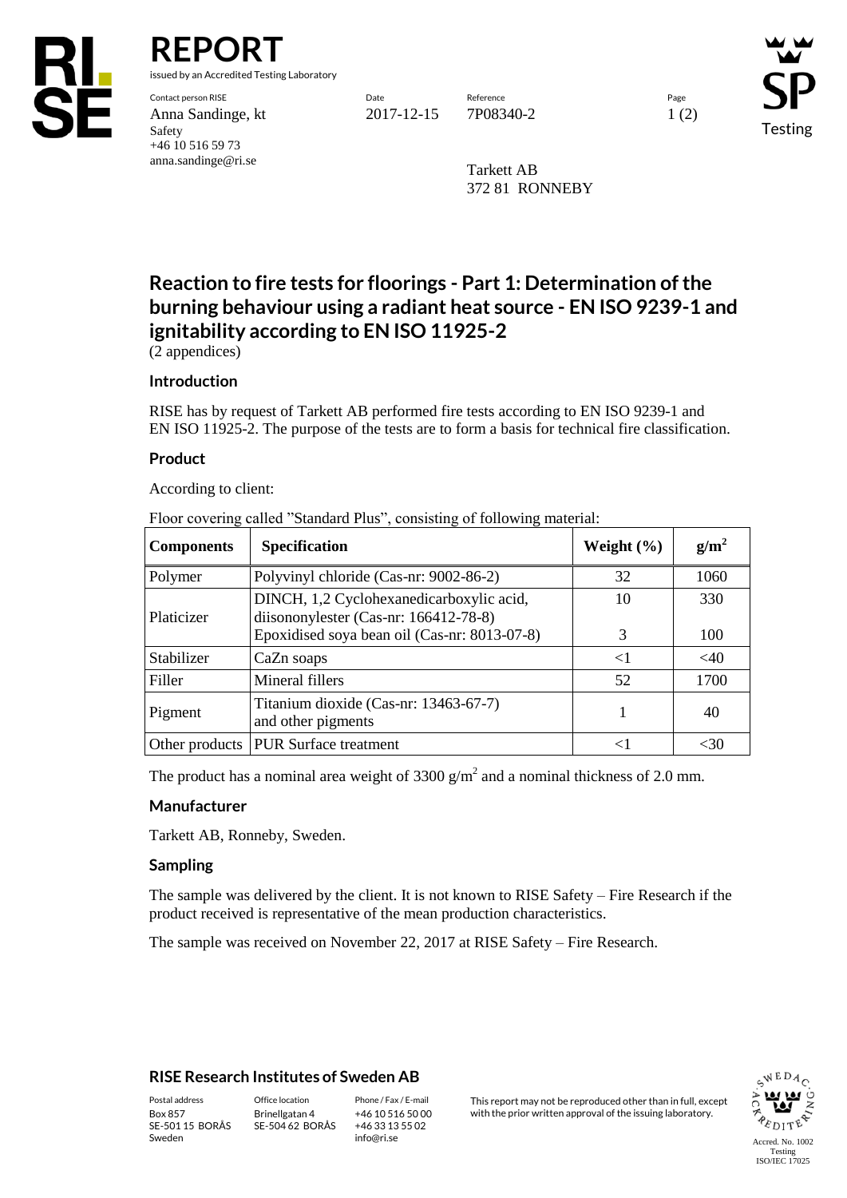# REPORT

issued by an Accredited Testing Laboratory

Contact person RISE
Anna Sandinge, kt
Safety
+46 10 516 59 73
anna.sandinge@ri.se

Date
2017-12-15

Reference
7P08340-2

Tarkett AB
372 81 RONNEBY

## Reaction to fire tests for floorings - Part 1: Determination of the burning behaviour using a radiant heat source - EN ISO 9239-1 and ignitability according to EN ISO 11925-2

(2 appendices)

### Introduction

RISE has by request of Tarkett AB performed fire tests according to EN ISO 9239-1 and EN ISO 11925-2. The purpose of the tests are to form a basis for technical fire classification.

### Product

According to client:

Floor covering called "Standard Plus", consisting of following material:

| Components | Specification | Weight (%) | $g/m^2$ |
|---|---|---|---|
| Polymer | Polyvinyl chloride (Cas-nr: 9002-86-2) | 32 | 1060 |
| Platicizer | DINCH, 1,2 Cyclohexanedicarboxylic acid, diisononylester (Cas-nr: 166412-78-8) | 10 | 330 |
| | Epoxidised soya bean oil (Cas-nr: 8013-07-8) | 3 | 100 |
| Stabilizer | CaZn soaps | <1 | <40 |
| Filler | Mineral fillers | 52 | 1700 |
| Pigment | Titanium dioxide (Cas-nr: 13463-67-7) and other pigments | 1 | 40 |
| Other products | PUR Surface treatment | <1 | <30 |

The product has a nominal area weight of 3300 $g/m^2$ and a nominal thickness of 2.0 mm.

### Manufacturer

Tarkett AB, Ronneby, Sweden.

### Sampling

The sample was delivered by the client. It is not known to RISE Safety – Fire Research if the product received is representative of the mean production characteristics.

The sample was received on November 22, 2017 at RISE Safety – Fire Research.

**RISE Research Institutes of Sweden AB**

| Postal address | Office location | Phone / Fax / E-mail |
|---|---|---|
| Box 857<br>SE-501 15 BORÅS<br>Sweden | Brinellgatan 4<br>SE-504 62 BORÅS | +46 10 516 50 00<br>+46 33 13 55 02<br>info@ri.se |

This report may not be reproduced other than in full, except with the prior written approval of the issuing laboratory.

Accred. No. 1002
Testing
ISO/IEC 17025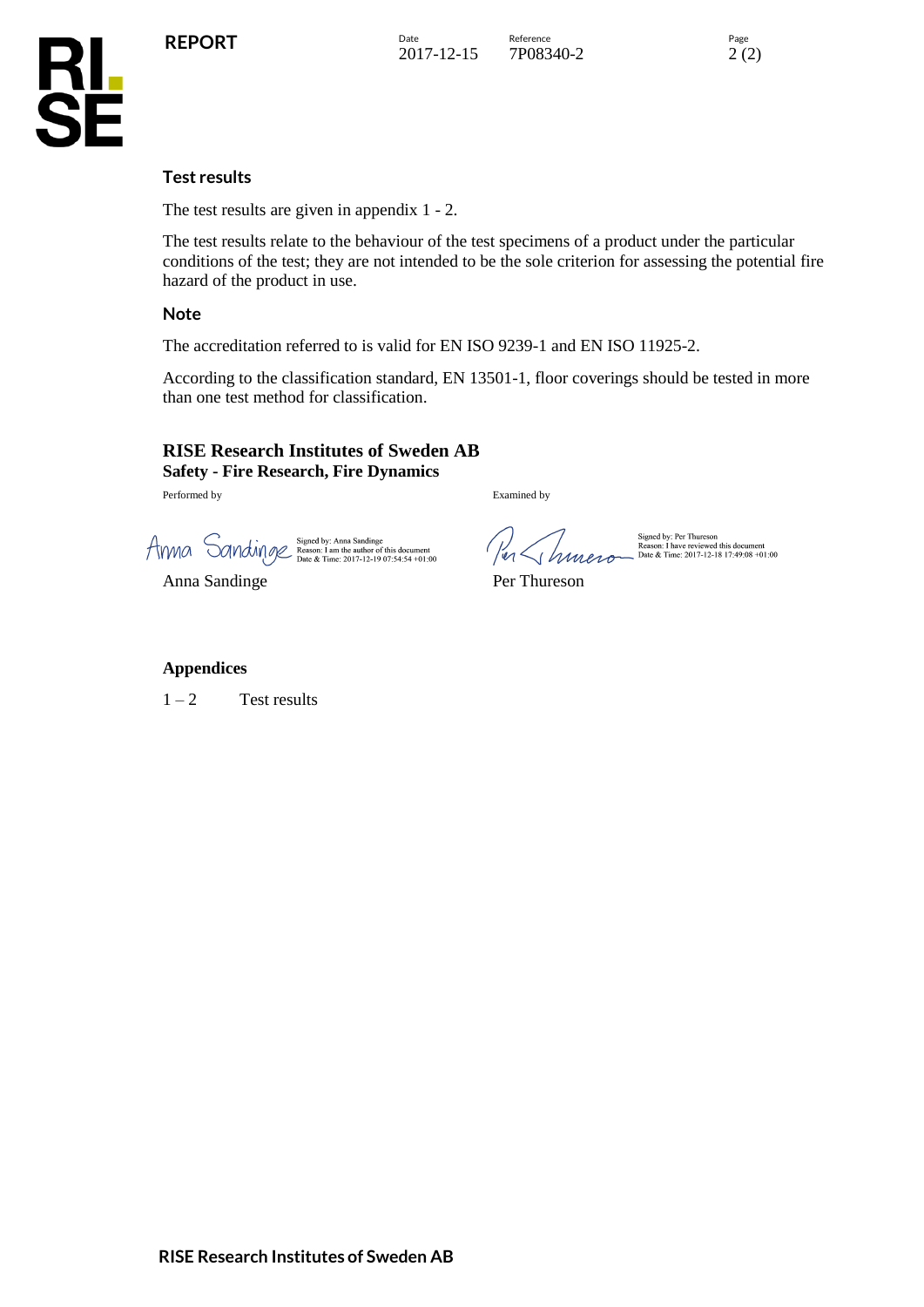### Test results

The test results are given in appendix 1 - 2.

The test results relate to the behaviour of the test specimens of a product under the particular conditions of the test; they are not intended to be the sole criterion for assessing the potential fire hazard of the product in use.

### Note

The accreditation referred to is valid for EN ISO 9239-1 and EN ISO 11925-2.

According to the classification standard, EN 13501-1, floor coverings should be tested in more than one test method for classification.

**RISE Research Institutes of Sweden AB**
**Safety - Fire Research, Fire Dynamics**

| Performed by | Examined by |
|---|---|
| Signed by: Anna Sandinge<br>Reason: I am the author of this document<br>Date & Time: 2017-12-19 07:54:54 +01:00 | Signed by: Per Thureson<br>Reason: I have reviewed this document<br>Date & Time: 2017-12-18 17:49:08 +01:00 |
| Anna Sandinge | Per Thureson |

**Appendices**

1 – 2 Test results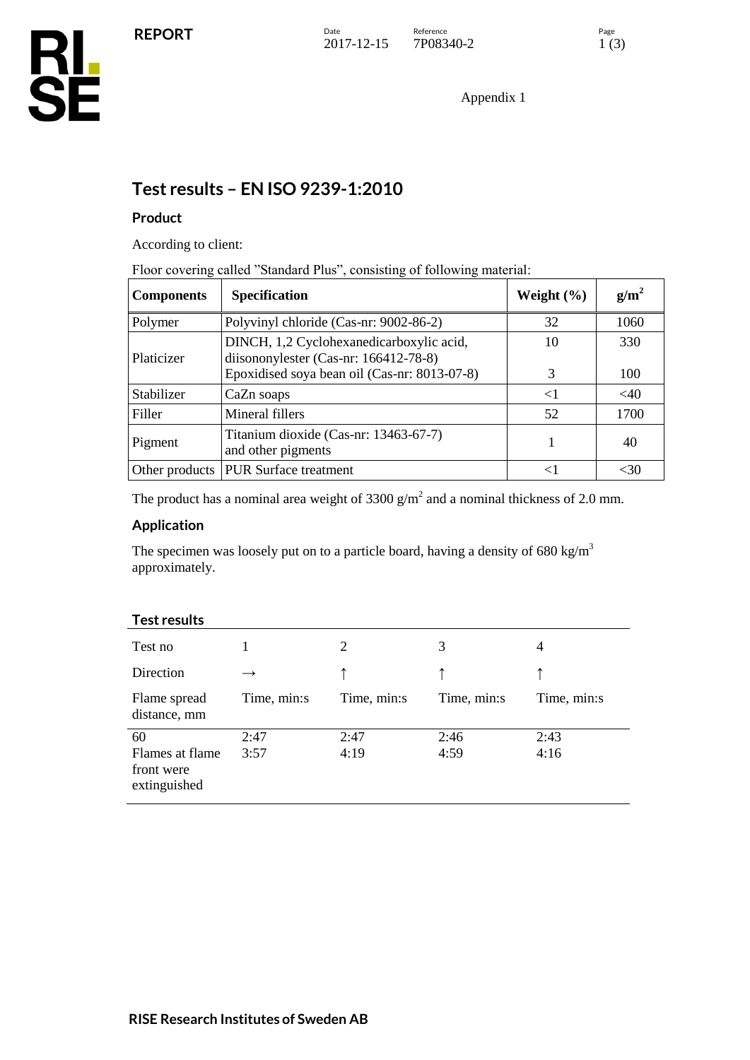Appendix 1

## Test results – EN ISO 9239-1:2010

### Product

According to client:

Floor covering called "Standard Plus", consisting of following material:

| Components | Specification | Weight (%) | $g/m^2$ |
|---|---|---|---|
| Polymer | Polyvinyl chloride (Cas-nr: 9002-86-2) | 32 | 1060 |
| Platicizer | DINCH, 1,2 Cyclohexanedicarboxylic acid, diisononylester (Cas-nr: 166412-78-8) | 10 | 330 |
| | Epoxidised soya bean oil (Cas-nr: 8013-07-8) | 3 | 100 |
| Stabilizer | CaZn soaps | <1 | <40 |
| Filler | Mineral fillers | 52 | 1700 |
| Pigment | Titanium dioxide (Cas-nr: 13463-67-7) and other pigments | 1 | 40 |
| Other products | PUR Surface treatment | <1 | <30 |

The product has a nominal area weight of 3300 $g/m^2$ and a nominal thickness of 2.0 mm.

### Application

The specimen was loosely put on to a particle board, having a density of 680 $kg/m^3$ approximately.

### Test results

| Test no | 1 | 2 | 3 | 4 |
|---|---|---|---|---|
| Direction | → | ↑ | ↑ | ↑ |
| Flame spread distance, mm | Time, min:s | Time, min:s | Time, min:s | Time, min:s |
| 60 | 2:47 | 2:47 | 2:46 | 2:43 |
| Flames at flame front were extinguished | 3:57 | 4:19 | 4:59 | 4:16 |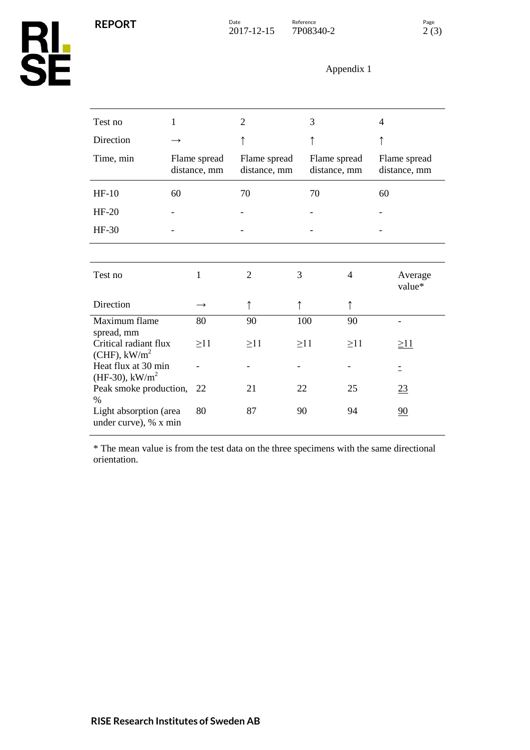Appendix 1

| Test no | 1 | 2 | 3 | 4 |
|---|---|---|---|---|
| Direction | → | ↑ | ↑ | ↑ |
| Time, min | Flame spread distance, mm | Flame spread distance, mm | Flame spread distance, mm | Flame spread distance, mm |
| HF-10 | 60 | 70 | 70 | 60 |
| HF-20 | - | - | - | - |
| HF-30 | - | - | - | - |

| Test no | 1 | 2 | 3 | 4 | Average value* |
|---|---|---|---|---|---|
| Direction | → | ↑ | ↑ | ↑ | |
| Maximum flame spread, mm | 80 | 90 | 100 | 90 | - |
| Critical radiant flux (CHF), $kW/m^2$ | ≥11 | ≥11 | ≥11 | ≥11 | ≥11 |
| Heat flux at 30 min (HF-30), $kW/m^2$ | - | - | - | - | - |
| Peak smoke production, % | 22 | 21 | 22 | 25 | 23 |
| Light absorption (area under curve), % x min | 80 | 87 | 90 | 94 | 90 |

* The mean value is from the test data on the three specimens with the same directional orientation.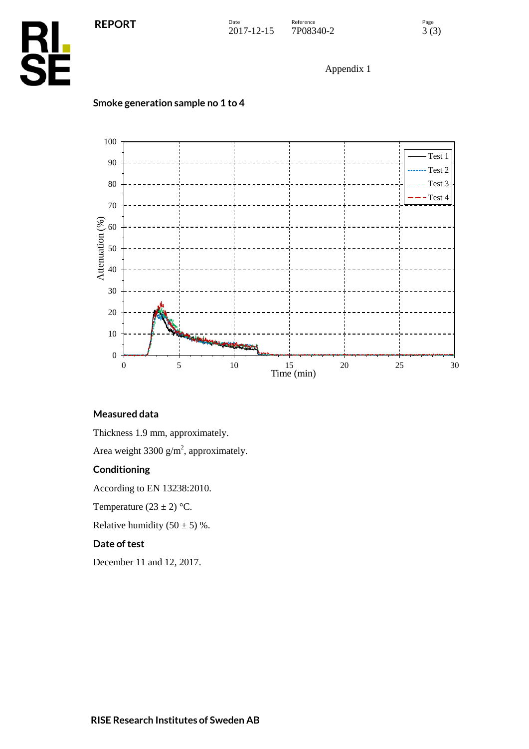Appendix 1

## Smoke generation sample no 1 to 4

## Measured data

Thickness 1.9 mm, approximately.

Area weight 3300 g/m$^2$, approximately.

## Conditioning

According to EN 13238:2010.

Temperature (23 ± 2) °C.

Relative humidity (50 ± 5) %.

## Date of test

December 11 and 12, 2017.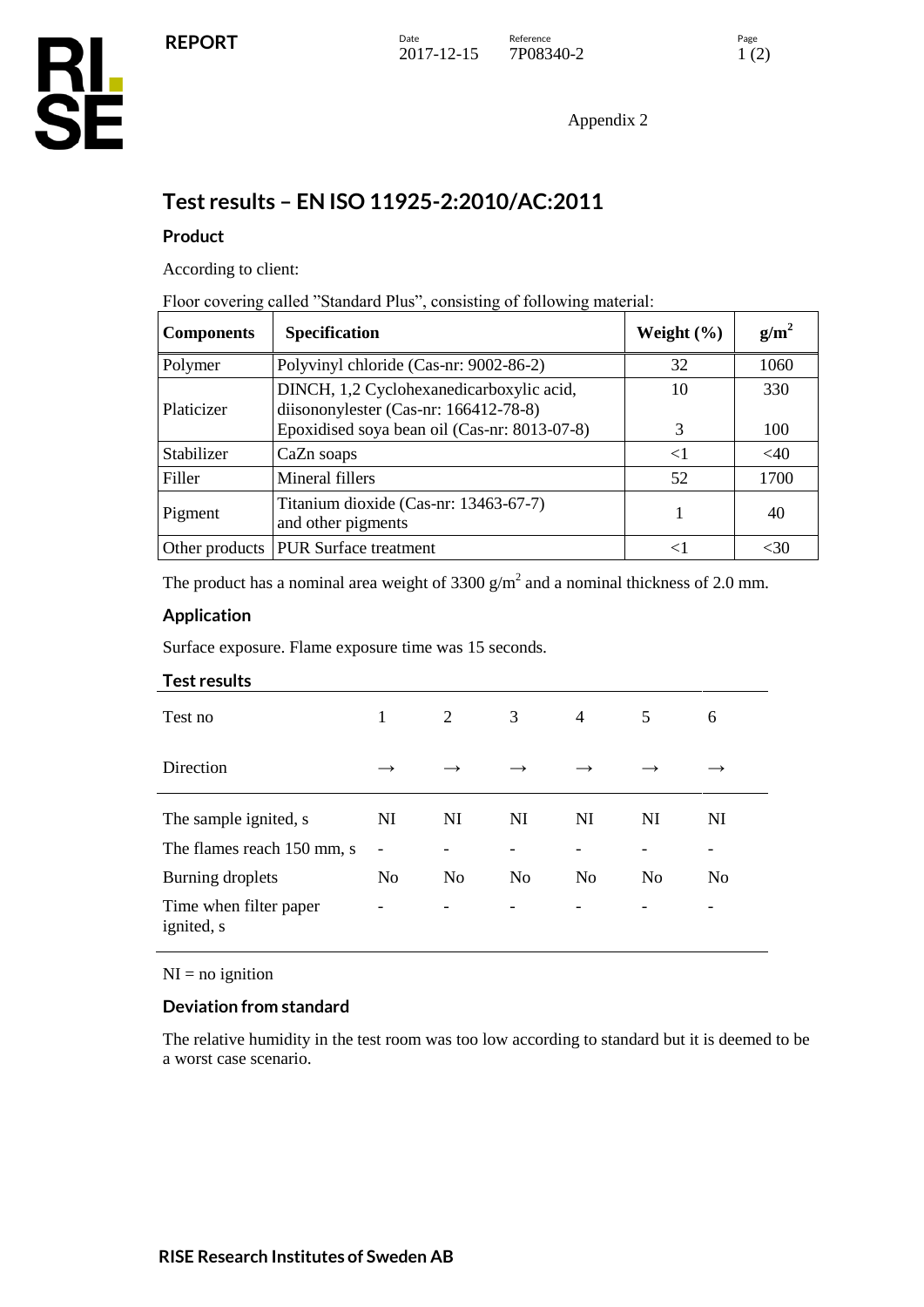Appendix 2

# Test results – EN ISO 11925-2:2010/AC:2011

## Product

According to client:

Floor covering called ”Standard Plus”, consisting of following material:

| Components | Specification | Weight (%) | $g/m^2$ |
|---|---|---|---|
| Polymer | Polyvinyl chloride (Cas-nr: 9002-86-2) | 32 | 1060 |
| Platicizer | DINCH, 1,2 Cyclohexanedicarboxylic acid, diisononylester (Cas-nr: 166412-78-8) | 10 | 330 |
| | Epoxidised soya bean oil (Cas-nr: 8013-07-8) | 3 | 100 |
| Stabilizer | CaZn soaps | <1 | <40 |
| Filler | Mineral fillers | 52 | 1700 |
| Pigment | Titanium dioxide (Cas-nr: 13463-67-7) and other pigments | 1 | 40 |
| Other products | PUR Surface treatment | <1 | <30 |

The product has a nominal area weight of 3300 $g/m^2$ and a nominal thickness of 2.0 mm.

## Application

Surface exposure. Flame exposure time was 15 seconds.

## Test results

| Test no | 1 | 2 | 3 | 4 | 5 | 6 |
|---|---|---|---|---|---|---|
| Direction | → | → | → | → | → | → |
| The sample ignited, s | NI | NI | NI | NI | NI | NI |
| The flames reach 150 mm, s | - | - | - | - | - | - |
| Burning droplets | No | No | No | No | No | No |
| Time when filter paper ignited, s | - | - | - | - | - | - |

NI = no ignition

## Deviation from standard

The relative humidity in the test room was too low according to standard but it is deemed to be a worst case scenario.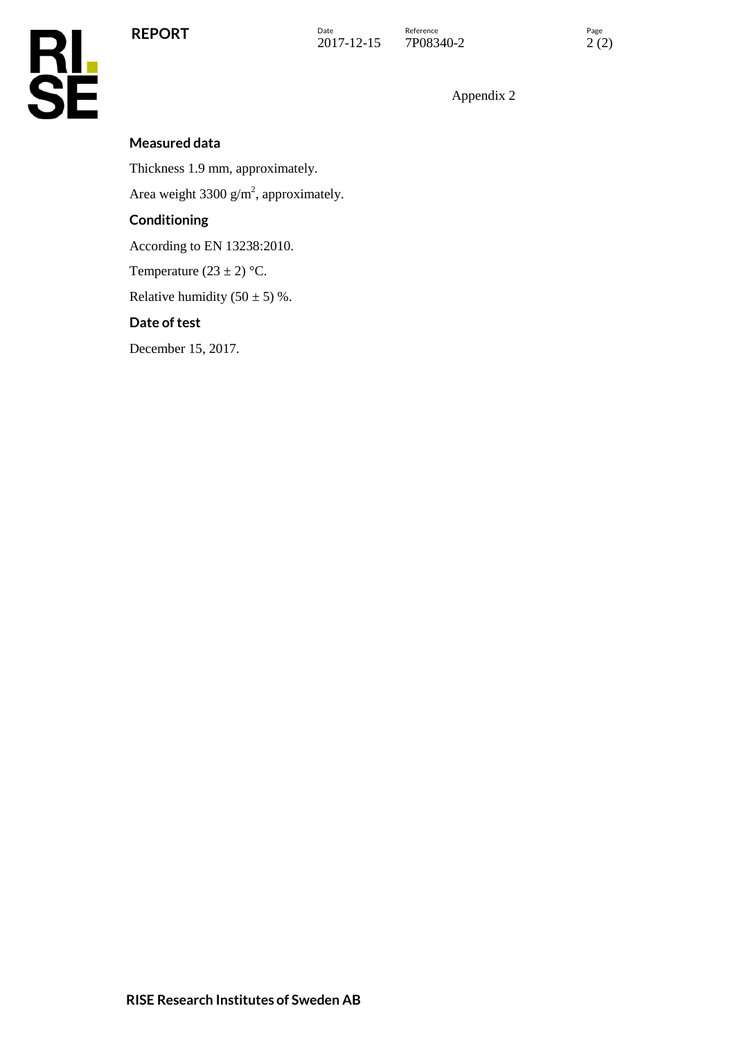Appendix 2

## Measured data

Thickness 1.9 mm, approximately.

Area weight 3300 $g/m^2$, approximately.

## Conditioning

According to EN 13238:2010.

Temperature (23 ± 2) °C.

Relative humidity (50 ± 5) %.

## Date of test

December 15, 2017.